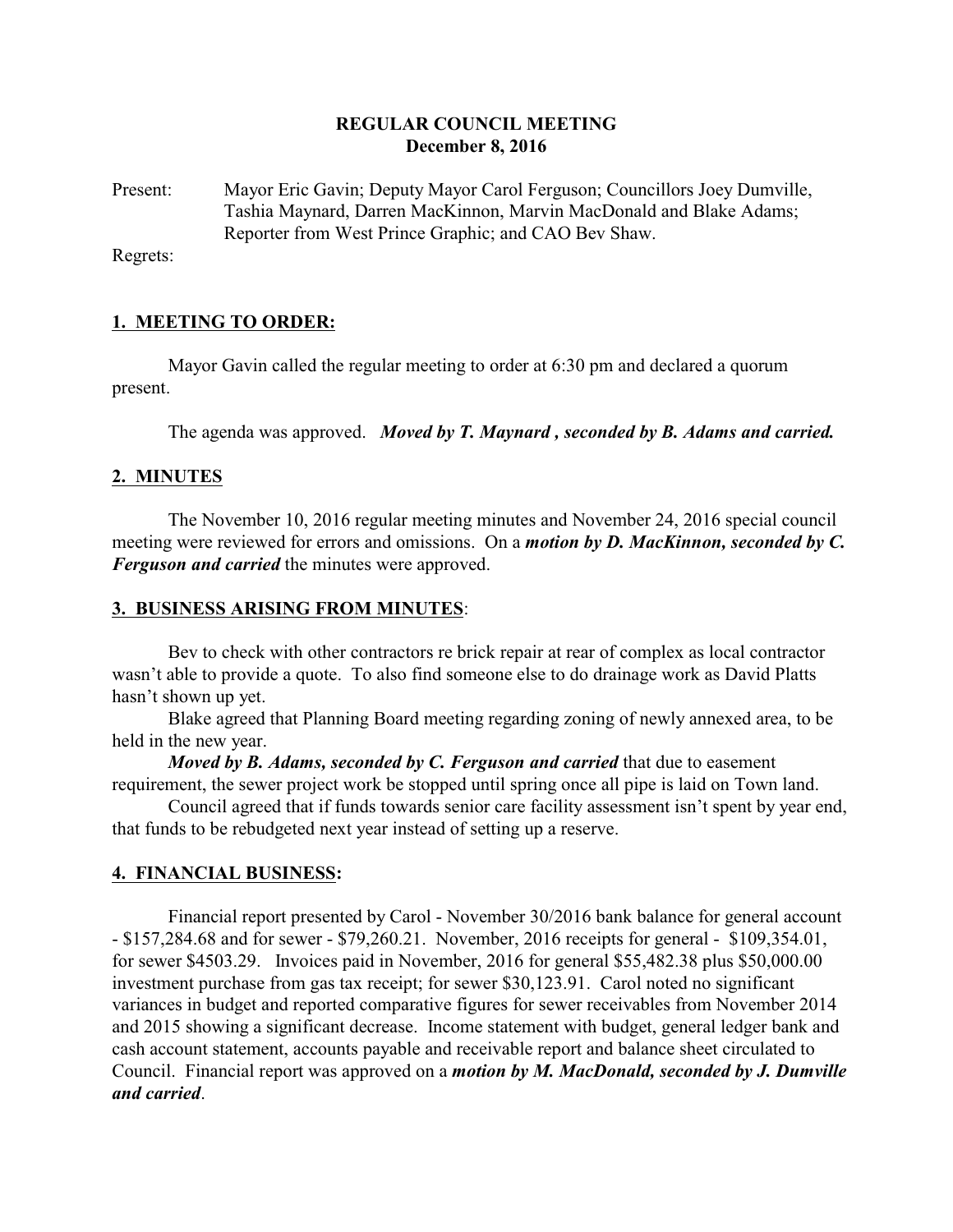**REGULAR COUNCIL MEETING**
**December 8, 2016**

Present: Mayor Eric Gavin; Deputy Mayor Carol Ferguson; Councillors Joey Dumville, Tashia Maynard, Darren MacKinnon, Marvin MacDonald and Blake Adams; Reporter from West Prince Graphic; and CAO Bev Shaw.

Regrets:

## 1. MEETING TO ORDER:

Mayor Gavin called the regular meeting to order at 6:30 pm and declared a quorum present.

The agenda was approved. ***Moved by T. Maynard , seconded by B. Adams and carried.***

## 2. MINUTES

The November 10, 2016 regular meeting minutes and November 24, 2016 special council meeting were reviewed for errors and omissions. On a ***motion by D. MacKinnon, seconded by C. Ferguson and carried*** the minutes were approved.

## 3. BUSINESS ARISING FROM MINUTES:

Bev to check with other contractors re brick repair at rear of complex as local contractor wasn't able to provide a quote. To also find someone else to do drainage work as David Platts hasn't shown up yet.

Blake agreed that Planning Board meeting regarding zoning of newly annexed area, to be held in the new year.

***Moved by B. Adams, seconded by C. Ferguson and carried*** that due to easement requirement, the sewer project work be stopped until spring once all pipe is laid on Town land.

Council agreed that if funds towards senior care facility assessment isn't spent by year end, that funds to be rebudgeted next year instead of setting up a reserve.

## 4. FINANCIAL BUSINESS:

Financial report presented by Carol - November 30/2016 bank balance for general account - $157,284.68 and for sewer - $79,260.21. November, 2016 receipts for general - $109,354.01, for sewer $4503.29. Invoices paid in November, 2016 for general $55,482.38 plus $50,000.00 investment purchase from gas tax receipt; for sewer $30,123.91. Carol noted no significant variances in budget and reported comparative figures for sewer receivables from November 2014 and 2015 showing a significant decrease. Income statement with budget, general ledger bank and cash account statement, accounts payable and receivable report and balance sheet circulated to Council. Financial report was approved on a ***motion by M. MacDonald, seconded by J. Dumville and carried***.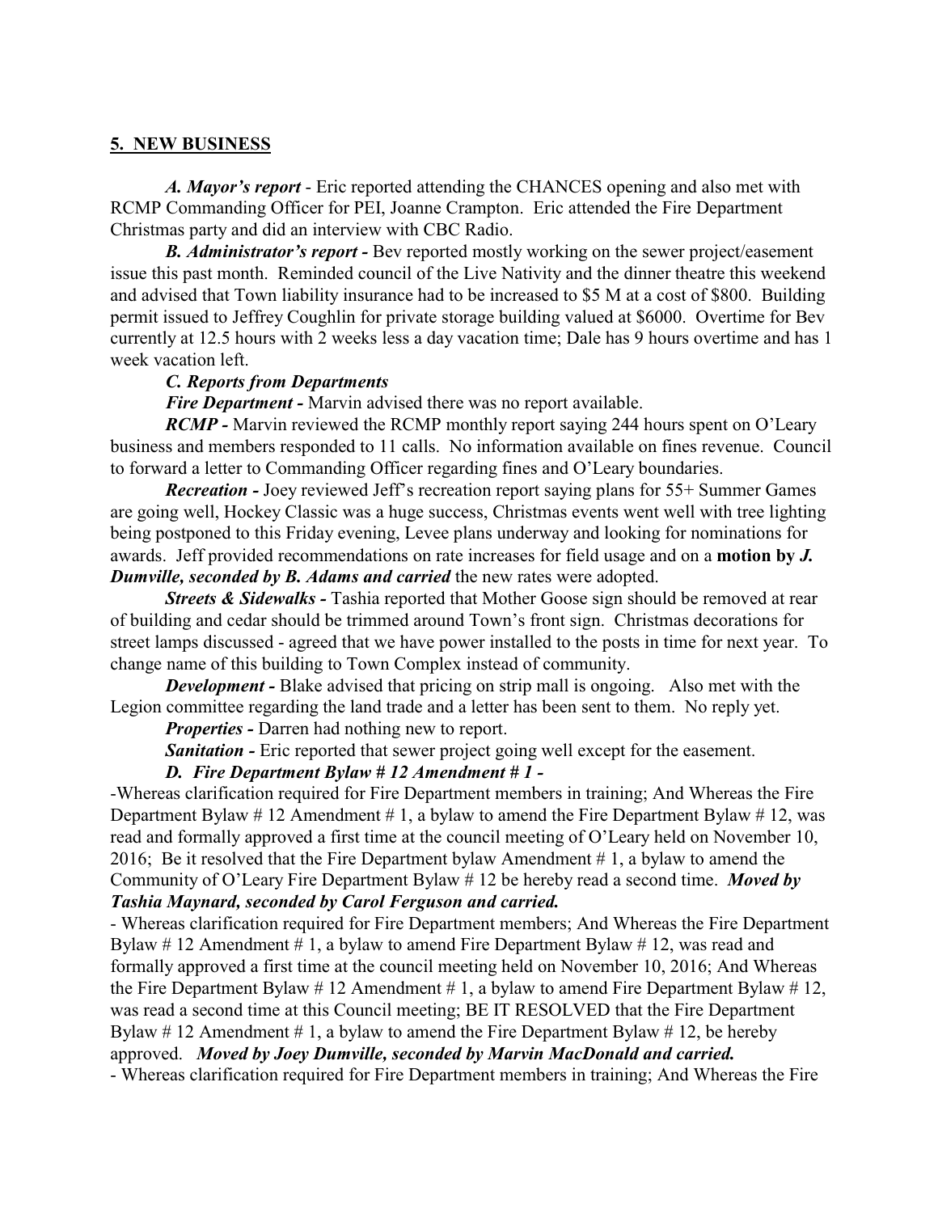## 5. NEW BUSINESS

***A. Mayor's report*** - Eric reported attending the CHANCES opening and also met with RCMP Commanding Officer for PEI, Joanne Crampton. Eric attended the Fire Department Christmas party and did an interview with CBC Radio.

***B. Administrator's report -*** Bev reported mostly working on the sewer project/easement issue this past month. Reminded council of the Live Nativity and the dinner theatre this weekend and advised that Town liability insurance had to be increased to $5 M at a cost of $800. Building permit issued to Jeffrey Coughlin for private storage building valued at $6000. Overtime for Bev currently at 12.5 hours with 2 weeks less a day vacation time; Dale has 9 hours overtime and has 1 week vacation left.

***C. Reports from Departments***

***Fire Department -*** Marvin advised there was no report available.

***RCMP -*** Marvin reviewed the RCMP monthly report saying 244 hours spent on O'Leary business and members responded to 11 calls. No information available on fines revenue. Council to forward a letter to Commanding Officer regarding fines and O'Leary boundaries.

***Recreation -*** Joey reviewed Jeff's recreation report saying plans for 55+ Summer Games are going well, Hockey Classic was a huge success, Christmas events went well with tree lighting being postponed to this Friday evening, Levee plans underway and looking for nominations for awards. Jeff provided recommendations on rate increases for field usage and on a **motion by *J. Dumville, seconded by B. Adams and carried*** the new rates were adopted.

***Streets & Sidewalks -*** Tashia reported that Mother Goose sign should be removed at rear of building and cedar should be trimmed around Town's front sign. Christmas decorations for street lamps discussed - agreed that we have power installed to the posts in time for next year. To change name of this building to Town Complex instead of community.

***Development -*** Blake advised that pricing on strip mall is ongoing. Also met with the Legion committee regarding the land trade and a letter has been sent to them. No reply yet.

***Properties -*** Darren had nothing new to report.

***Sanitation -*** Eric reported that sewer project going well except for the easement.

***D. Fire Department Bylaw # 12 Amendment # 1 -***

-Whereas clarification required for Fire Department members in training; And Whereas the Fire Department Bylaw # 12 Amendment # 1, a bylaw to amend the Fire Department Bylaw # 12, was read and formally approved a first time at the council meeting of O'Leary held on November 10, 2016; Be it resolved that the Fire Department bylaw Amendment # 1, a bylaw to amend the Community of O'Leary Fire Department Bylaw # 12 be hereby read a second time. ***Moved by Tashia Maynard, seconded by Carol Ferguson and carried.***

- Whereas clarification required for Fire Department members; And Whereas the Fire Department Bylaw # 12 Amendment # 1, a bylaw to amend Fire Department Bylaw # 12, was read and formally approved a first time at the council meeting held on November 10, 2016; And Whereas the Fire Department Bylaw # 12 Amendment # 1, a bylaw to amend Fire Department Bylaw # 12, was read a second time at this Council meeting; BE IT RESOLVED that the Fire Department Bylaw # 12 Amendment # 1, a bylaw to amend the Fire Department Bylaw # 12, be hereby approved. ***Moved by Joey Dumville, seconded by Marvin MacDonald and carried.***

- Whereas clarification required for Fire Department members in training; And Whereas the Fire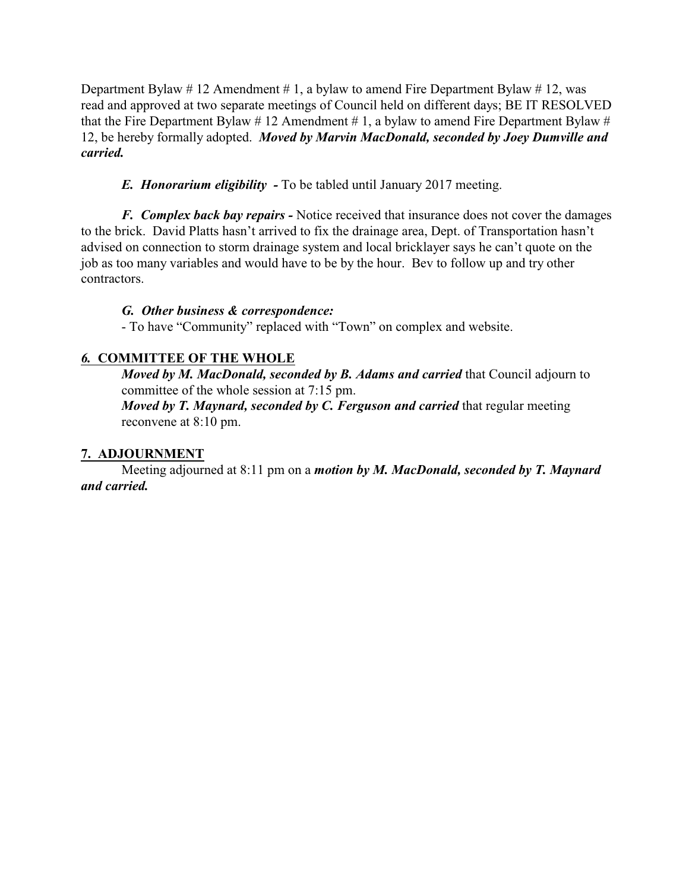Department Bylaw # 12 Amendment # 1, a bylaw to amend Fire Department Bylaw # 12, was read and approved at two separate meetings of Council held on different days; BE IT RESOLVED that the Fire Department Bylaw # 12 Amendment # 1, a bylaw to amend Fire Department Bylaw # 12, be hereby formally adopted. ***Moved by Marvin MacDonald, seconded by Joey Dumville and carried.***

***E. Honorarium eligibility -*** To be tabled until January 2017 meeting.

***F. Complex back bay repairs -*** Notice received that insurance does not cover the damages to the brick. David Platts hasn't arrived to fix the drainage area, Dept. of Transportation hasn't advised on connection to storm drainage system and local bricklayer says he can't quote on the job as too many variables and would have to be by the hour. Bev to follow up and try other contractors.

***G. Other business & correspondence:***

- To have "Community" replaced with "Town" on complex and website.

## *6.* COMMITTEE OF THE WHOLE

***Moved by M. MacDonald, seconded by B. Adams and carried*** that Council adjourn to committee of the whole session at 7:15 pm.

***Moved by T. Maynard, seconded by C. Ferguson and carried*** that regular meeting reconvene at 8:10 pm.

## 7. ADJOURNMENT

Meeting adjourned at 8:11 pm on a ***motion by M. MacDonald, seconded by T. Maynard and carried.***